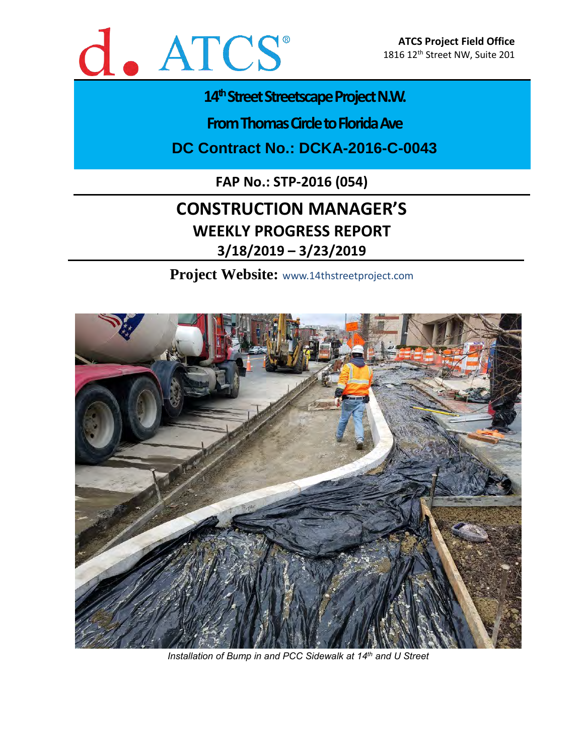d. ATCS®

**ATCS Project Field Office**
1816 12th Street NW, Suite 201

# 14th Street Streetscape Project N.W.

## From Thomas Circle to Florida Ave

## DC Contract No.: DCKA-2016-C-0043

**FAP No.: STP-2016 (054)**

# CONSTRUCTION MANAGER'S

## WEEKLY PROGRESS REPORT

## 3/18/2019 – 3/23/2019

**Project Website:** www.14thstreetproject.com

*Installation of Bump in and PCC Sidewalk at 14th and U Street*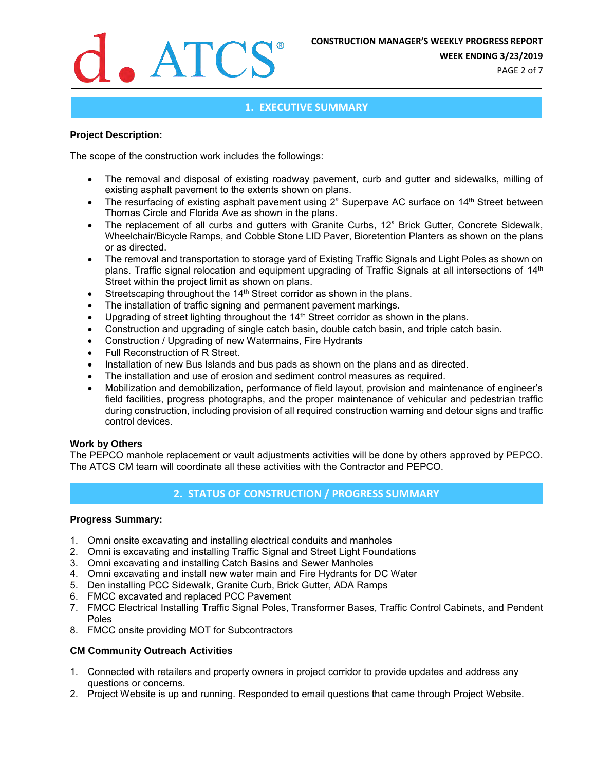## 1. EXECUTIVE SUMMARY

**Project Description:**

The scope of the construction work includes the followings:

- The removal and disposal of existing roadway pavement, curb and gutter and sidewalks, milling of existing asphalt pavement to the extents shown on plans.
- The resurfacing of existing asphalt pavement using 2" Superpave AC surface on 14th Street between Thomas Circle and Florida Ave as shown in the plans.
- The replacement of all curbs and gutters with Granite Curbs, 12" Brick Gutter, Concrete Sidewalk, Wheelchair/Bicycle Ramps, and Cobble Stone LID Paver, Bioretention Planters as shown on the plans or as directed.
- The removal and transportation to storage yard of Existing Traffic Signals and Light Poles as shown on plans. Traffic signal relocation and equipment upgrading of Traffic Signals at all intersections of 14th Street within the project limit as shown on plans.
- Streetscaping throughout the 14th Street corridor as shown in the plans.
- The installation of traffic signing and permanent pavement markings.
- Upgrading of street lighting throughout the 14th Street corridor as shown in the plans.
- Construction and upgrading of single catch basin, double catch basin, and triple catch basin.
- Construction / Upgrading of new Watermains, Fire Hydrants
- Full Reconstruction of R Street.
- Installation of new Bus Islands and bus pads as shown on the plans and as directed.
- The installation and use of erosion and sediment control measures as required.
- Mobilization and demobilization, performance of field layout, provision and maintenance of engineer's field facilities, progress photographs, and the proper maintenance of vehicular and pedestrian traffic during construction, including provision of all required construction warning and detour signs and traffic control devices.

**Work by Others**

The PEPCO manhole replacement or vault adjustments activities will be done by others approved by PEPCO. The ATCS CM team will coordinate all these activities with the Contractor and PEPCO.

## 2. STATUS OF CONSTRUCTION / PROGRESS SUMMARY

**Progress Summary:**

1. Omni onsite excavating and installing electrical conduits and manholes
2. Omni is excavating and installing Traffic Signal and Street Light Foundations
3. Omni excavating and installing Catch Basins and Sewer Manholes
4. Omni excavating and install new water main and Fire Hydrants for DC Water
5. Den installing PCC Sidewalk, Granite Curb, Brick Gutter, ADA Ramps
6. FMCC excavated and replaced PCC Pavement
7. FMCC Electrical Installing Traffic Signal Poles, Transformer Bases, Traffic Control Cabinets, and Pendent Poles
8. FMCC onsite providing MOT for Subcontractors

**CM Community Outreach Activities**

1. Connected with retailers and property owners in project corridor to provide updates and address any questions or concerns.
2. Project Website is up and running. Responded to email questions that came through Project Website.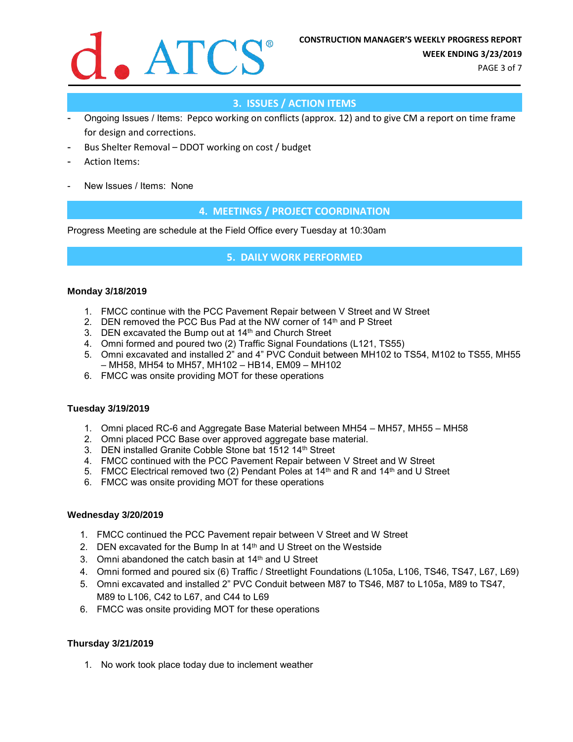## 3. ISSUES / ACTION ITEMS

- Ongoing Issues / Items: Pepco working on conflicts (approx. 12) and to give CM a report on time frame for design and corrections.
- Bus Shelter Removal – DDOT working on cost / budget
- Action Items:
- New Issues / Items: None

## 4. MEETINGS / PROJECT COORDINATION

Progress Meeting are schedule at the Field Office every Tuesday at 10:30am

## 5. DAILY WORK PERFORMED

**Monday 3/18/2019**

1. FMCC continue with the PCC Pavement Repair between V Street and W Street
2. DEN removed the PCC Bus Pad at the NW corner of 14th and P Street
3. DEN excavated the Bump out at 14th and Church Street
4. Omni formed and poured two (2) Traffic Signal Foundations (L121, TS55)
5. Omni excavated and installed 2" and 4" PVC Conduit between MH102 to TS54, M102 to TS55, MH55 – MH58, MH54 to MH57, MH102 – HB14, EM09 – MH102
6. FMCC was onsite providing MOT for these operations

**Tuesday 3/19/2019**

1. Omni placed RC-6 and Aggregate Base Material between MH54 – MH57, MH55 – MH58
2. Omni placed PCC Base over approved aggregate base material.
3. DEN installed Granite Cobble Stone bat 1512 14th Street
4. FMCC continued with the PCC Pavement Repair between V Street and W Street
5. FMCC Electrical removed two (2) Pendant Poles at 14th and R and 14th and U Street
6. FMCC was onsite providing MOT for these operations

**Wednesday 3/20/2019**

1. FMCC continued the PCC Pavement repair between V Street and W Street
2. DEN excavated for the Bump In at 14th and U Street on the Westside
3. Omni abandoned the catch basin at 14th and U Street
4. Omni formed and poured six (6) Traffic / Streetlight Foundations (L105a, L106, TS46, TS47, L67, L69)
5. Omni excavated and installed 2" PVC Conduit between M87 to TS46, M87 to L105a, M89 to TS47, M89 to L106, C42 to L67, and C44 to L69
6. FMCC was onsite providing MOT for these operations

**Thursday 3/21/2019**

1. No work took place today due to inclement weather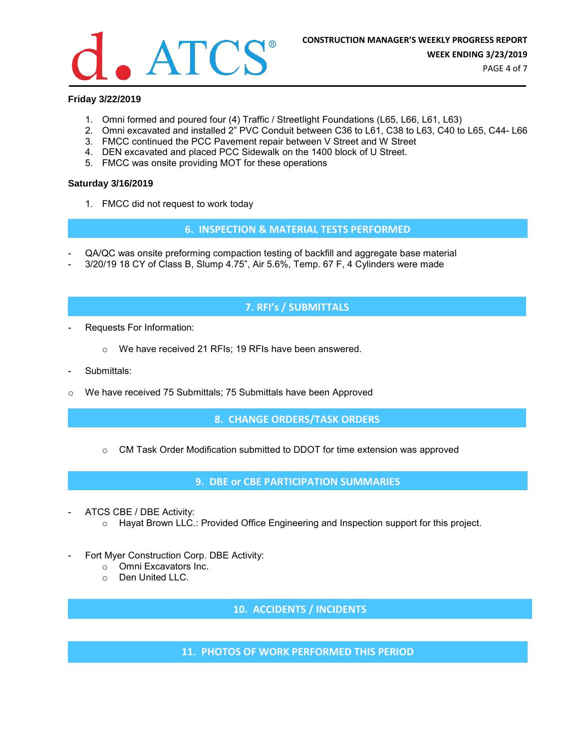**Friday 3/22/2019**

1. Omni formed and poured four (4) Traffic / Streetlight Foundations (L65, L66, L61, L63)
2. Omni excavated and installed 2" PVC Conduit between C36 to L61, C38 to L63, C40 to L65, C44- L66
3. FMCC continued the PCC Pavement repair between V Street and W Street
4. DEN excavated and placed PCC Sidewalk on the 1400 block of U Street.
5. FMCC was onsite providing MOT for these operations

**Saturday 3/16/2019**

1. FMCC did not request to work today

## 6. INSPECTION & MATERIAL TESTS PERFORMED

- QA/QC was onsite preforming compaction testing of backfill and aggregate base material
- 3/20/19 18 CY of Class B, Slump 4.75", Air 5.6%, Temp. 67 F, 4 Cylinders were made

## 7. RFI's / SUBMITTALS

- Requests For Information:
  - We have received 21 RFIs; 19 RFIs have been answered.
- Submittals:
  - We have received 75 Submittals; 75 Submittals have been Approved

## 8. CHANGE ORDERS/TASK ORDERS

- CM Task Order Modification submitted to DDOT for time extension was approved

## 9. DBE or CBE PARTICIPATION SUMMARIES

- ATCS CBE / DBE Activity:
  - Hayat Brown LLC.: Provided Office Engineering and Inspection support for this project.
- Fort Myer Construction Corp. DBE Activity:
  - Omni Excavators Inc.
  - Den United LLC.

## 10. ACCIDENTS / INCIDENTS

## 11. PHOTOS OF WORK PERFORMED THIS PERIOD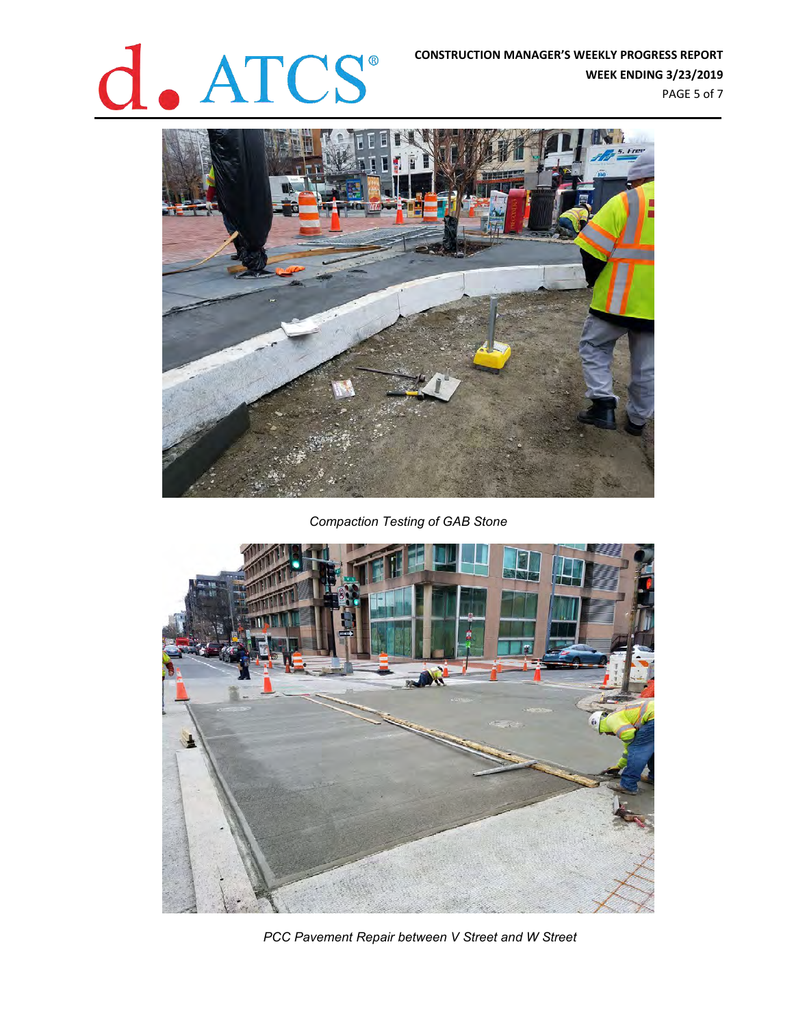*Compaction Testing of GAB Stone*

*PCC Pavement Repair between V Street and W Street*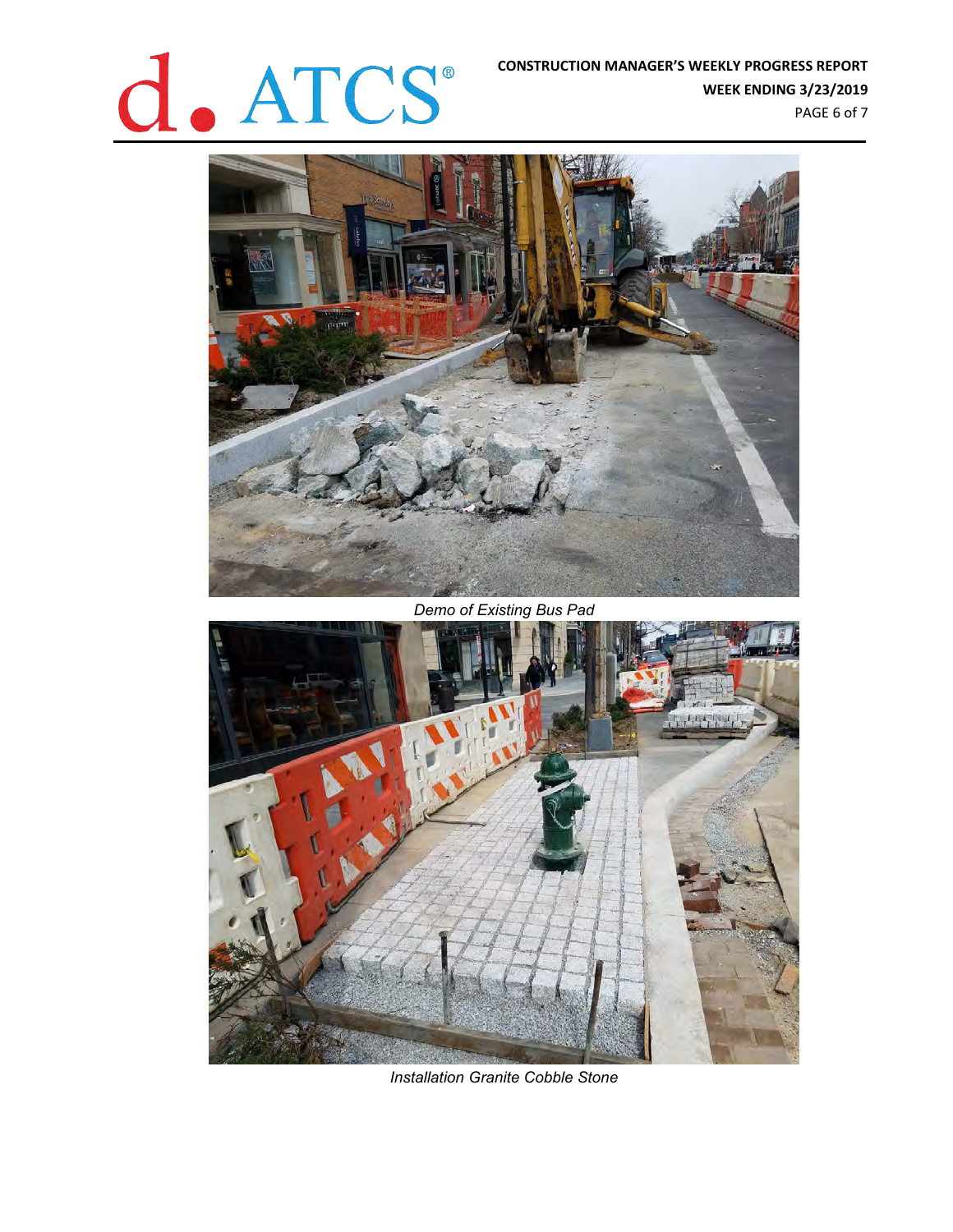Demo of Existing Bus Pad

Installation Granite Cobble Stone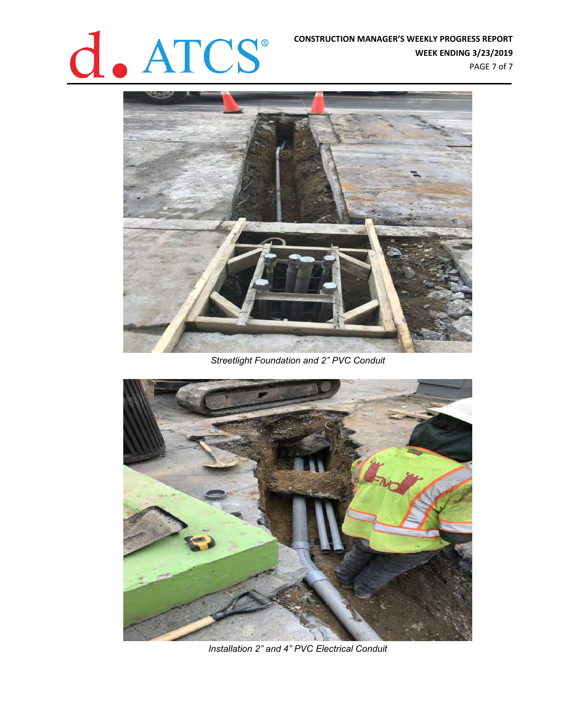*Streetlight Foundation and 2" PVC Conduit*

*Installation 2" and 4" PVC Electrical Conduit*